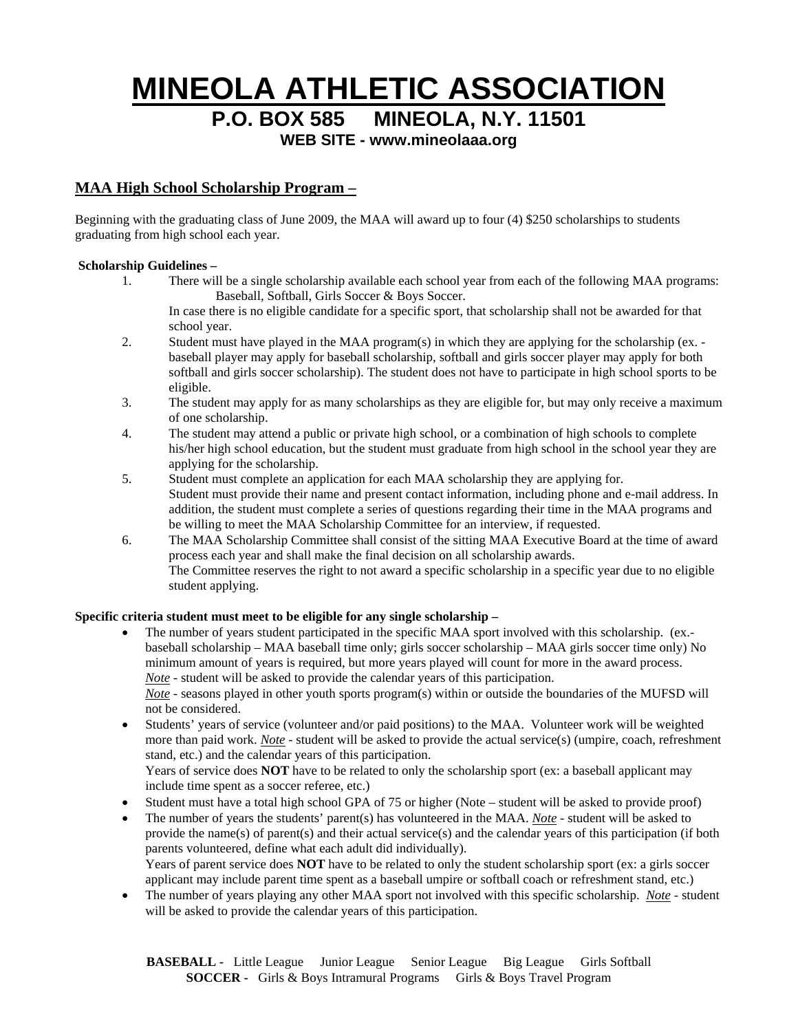# MINEOLA ATHLETIC ASSOCIATION

## P.O. BOX 585 MINEOLA, N.Y. 11501

### WEB SITE - www.mineolaaa.org

## MAA High School Scholarship Program –

Beginning with the graduating class of June 2009, the MAA will award up to four (4) $250 scholarships to students graduating from high school each year.

**Scholarship Guidelines –**

1. There will be a single scholarship available each school year from each of the following MAA programs: Baseball, Softball, Girls Soccer & Boys Soccer.
   In case there is no eligible candidate for a specific sport, that scholarship shall not be awarded for that school year.
2. Student must have played in the MAA program(s) in which they are applying for the scholarship (ex. - baseball player may apply for baseball scholarship, softball and girls soccer player may apply for both softball and girls soccer scholarship). The student does not have to participate in high school sports to be eligible.
3. The student may apply for as many scholarships as they are eligible for, but may only receive a maximum of one scholarship.
4. The student may attend a public or private high school, or a combination of high schools to complete his/her high school education, but the student must graduate from high school in the school year they are applying for the scholarship.
5. Student must complete an application for each MAA scholarship they are applying for.
   Student must provide their name and present contact information, including phone and e-mail address. In addition, the student must complete a series of questions regarding their time in the MAA programs and be willing to meet the MAA Scholarship Committee for an interview, if requested.
6. The MAA Scholarship Committee shall consist of the sitting MAA Executive Board at the time of award process each year and shall make the final decision on all scholarship awards.
   The Committee reserves the right to not award a specific scholarship in a specific year due to no eligible student applying.

**Specific criteria student must meet to be eligible for any single scholarship –**

- The number of years student participated in the specific MAA sport involved with this scholarship. (ex.- baseball scholarship – MAA baseball time only; girls soccer scholarship – MAA girls soccer time only) No minimum amount of years is required, but more years played will count for more in the award process.
  *Note* - student will be asked to provide the calendar years of this participation.
  *Note* - seasons played in other youth sports program(s) within or outside the boundaries of the MUFSD will not be considered.
- Students' years of service (volunteer and/or paid positions) to the MAA. Volunteer work will be weighted more than paid work. *Note* - student will be asked to provide the actual service(s) (umpire, coach, refreshment stand, etc.) and the calendar years of this participation.
  Years of service does **NOT** have to be related to only the scholarship sport (ex: a baseball applicant may include time spent as a soccer referee, etc.)
- Student must have a total high school GPA of 75 or higher (Note – student will be asked to provide proof)
- The number of years the students' parent(s) has volunteered in the MAA. *Note* - student will be asked to provide the name(s) of parent(s) and their actual service(s) and the calendar years of this participation (if both parents volunteered, define what each adult did individually).
  Years of parent service does **NOT** have to be related to only the student scholarship sport (ex: a girls soccer applicant may include parent time spent as a baseball umpire or softball coach or refreshment stand, etc.)
- The number of years playing any other MAA sport not involved with this specific scholarship. *Note* - student will be asked to provide the calendar years of this participation.

**BASEBALL -** Little League Junior League Senior League Big League Girls Softball
**SOCCER -** Girls & Boys Intramural Programs Girls & Boys Travel Program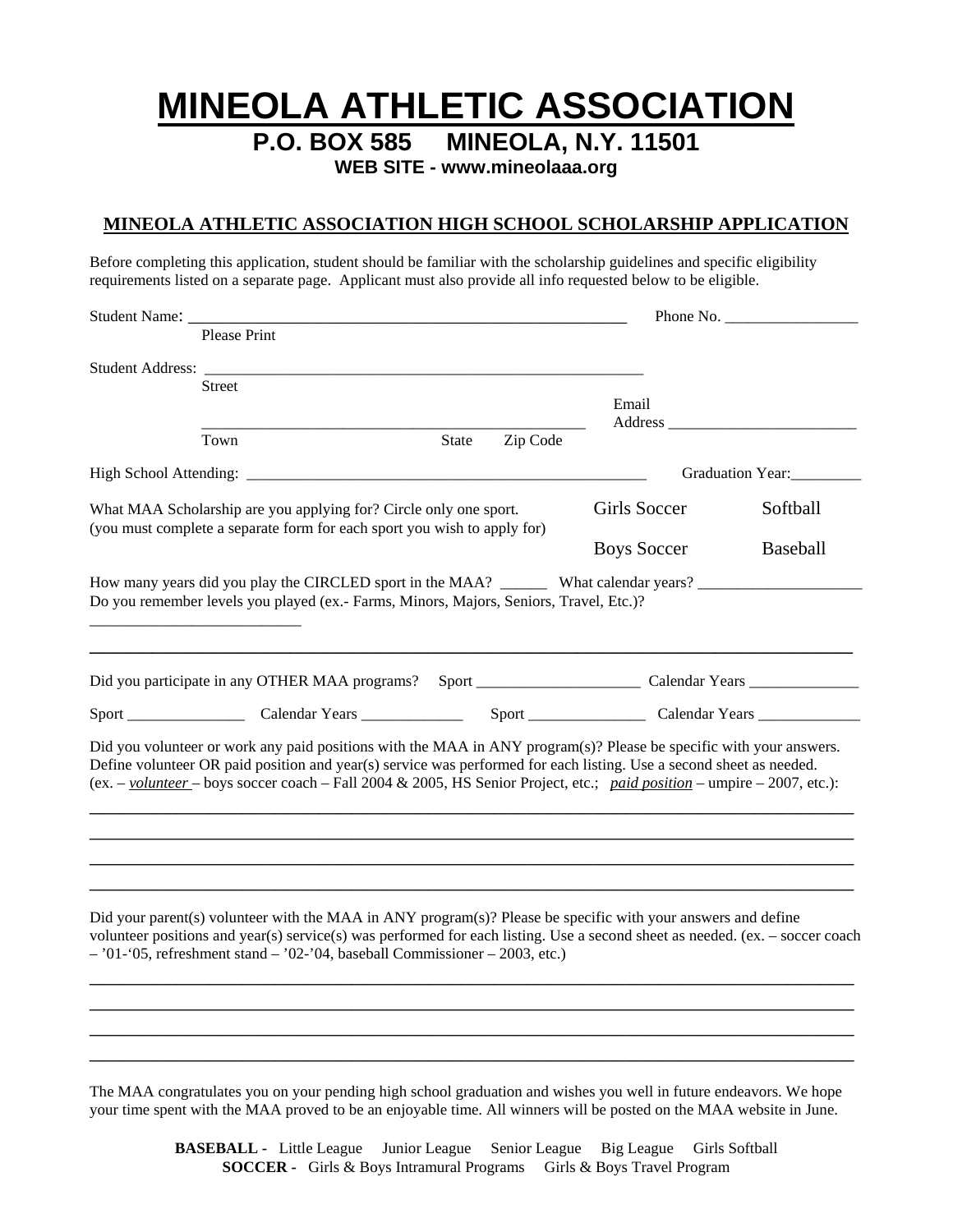# MINEOLA ATHLETIC ASSOCIATION

## P.O. BOX 585     MINEOLA, N.Y. 11501

**WEB SITE - www.mineolaaa.org**

### MINEOLA ATHLETIC ASSOCIATION HIGH SCHOOL SCHOLARSHIP APPLICATION

Before completing this application, student should be familiar with the scholarship guidelines and specific eligibility requirements listed on a separate page. Applicant must also provide all info requested below to be eligible.

Student Name: ________________________________________________________ Phone No. _________________
Please Print

Student Address: ________________________________________________________
Street

_________________________________________________ Email Address ________________________
Town State Zip Code

High School Attending: ____________________________________________________ Graduation Year:_________

What MAA Scholarship are you applying for? Circle only one sport. (you must complete a separate form for each sport you wish to apply for)

Girls Soccer     Softball

Boys Soccer     Baseball

How many years did you play the CIRCLED sport in the MAA? ______ What calendar years? _____________________

Do you remember levels you played (ex.- Farms, Minors, Majors, Seniors, Travel, Etc.)? ___________________________

_____________________________________________________________________________________________

Did you participate in any OTHER MAA programs? Sport _____________________ Calendar Years ______________

Sport _______________ Calendar Years _____________ Sport _______________ Calendar Years _____________

Did you volunteer or work any paid positions with the MAA in ANY program(s)? Please be specific with your answers. Define volunteer OR paid position and year(s) service was performed for each listing. Use a second sheet as needed. (ex. – _volunteer_ – boys soccer coach – Fall 2004 & 2005, HS Senior Project, etc.; _paid position_ – umpire – 2007, etc.):

_____________________________________________________________________________________________

_____________________________________________________________________________________________

_____________________________________________________________________________________________

_____________________________________________________________________________________________

Did your parent(s) volunteer with the MAA in ANY program(s)? Please be specific with your answers and define volunteer positions and year(s) service(s) was performed for each listing. Use a second sheet as needed. (ex. – soccer coach – '01-'05, refreshment stand – '02-'04, baseball Commissioner – 2003, etc.)

_____________________________________________________________________________________________

_____________________________________________________________________________________________

_____________________________________________________________________________________________

_____________________________________________________________________________________________

The MAA congratulates you on your pending high school graduation and wishes you well in future endeavors. We hope your time spent with the MAA proved to be an enjoyable time. All winners will be posted on the MAA website in June.

**BASEBALL -** Little League   Junior League   Senior League   Big League   Girls Softball
**SOCCER -** Girls & Boys Intramural Programs   Girls & Boys Travel Program